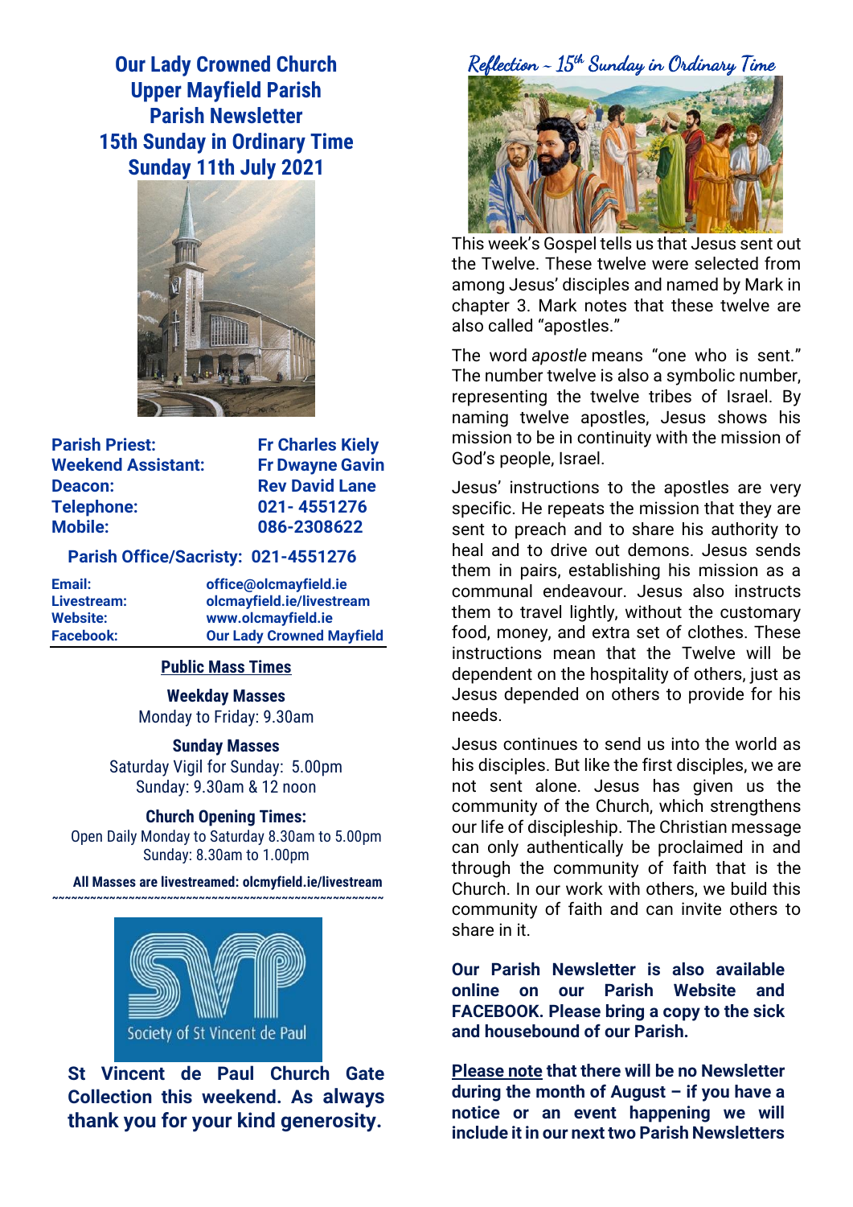# Our Lady Crowned Church
# Upper Mayfield Parish
# Parish Newsletter
# 15th Sunday in Ordinary Time
# Sunday 11th July 2021

| | |
|---|---|
| **Parish Priest:** | **Fr Charles Kiely** |
| **Weekend Assistant:** | **Fr Dwayne Gavin** |
| **Deacon:** | **Rev David Lane** |
| **Telephone:** | **021- 4551276** |
| **Mobile:** | **086-2308622** |

**Parish Office/Sacristy: 021-4551276**

| | |
|---|---|
| **Email:** | **office@olcmayfield.ie** |
| **Livestream:** | **olcmayfield.ie/livestream** |
| **Website:** | **www.olcmayfield.ie** |
| **Facebook:** | **Our Lady Crowned Mayfield** |

## Public Mass Times

**Weekday Masses**
Monday to Friday: 9.30am

**Sunday Masses**
Saturday Vigil for Sunday: 5.00pm
Sunday: 9.30am & 12 noon

**Church Opening Times:**
Open Daily Monday to Saturday 8.30am to 5.00pm
Sunday: 8.30am to 1.00pm

**All Masses are livestreamed: olcmyfield.ie/livestream**

~~~~~~~~~~~~~~~~~~~~~~~~~~~~~~~~~~~~~~~~~~~~~~~~~~~~

Society of St Vincent de Paul

**St Vincent de Paul Church Gate Collection this weekend. As always thank you for your kind generosity.**

## *Reflection – 15th Sunday in Ordinary Time*

This week's Gospel tells us that Jesus sent out the Twelve. These twelve were selected from among Jesus' disciples and named by Mark in chapter 3. Mark notes that these twelve are also called "apostles."

The word *apostle* means "one who is sent." The number twelve is also a symbolic number, representing the twelve tribes of Israel. By naming twelve apostles, Jesus shows his mission to be in continuity with the mission of God's people, Israel.

Jesus' instructions to the apostles are very specific. He repeats the mission that they are sent to preach and to share his authority to heal and to drive out demons. Jesus sends them in pairs, establishing his mission as a communal endeavour. Jesus also instructs them to travel lightly, without the customary food, money, and extra set of clothes. These instructions mean that the Twelve will be dependent on the hospitality of others, just as Jesus depended on others to provide for his needs.

Jesus continues to send us into the world as his disciples. But like the first disciples, we are not sent alone. Jesus has given us the community of the Church, which strengthens our life of discipleship. The Christian message can only authentically be proclaimed in and through the community of faith that is the Church. In our work with others, we build this community of faith and can invite others to share in it.

**Our Parish Newsletter is also available online on our Parish Website and FACEBOOK. Please bring a copy to the sick and housebound of our Parish.**

**<u>Please note</u> that there will be no Newsletter during the month of August – if you have a notice or an event happening we will include it in our next two Parish Newsletters**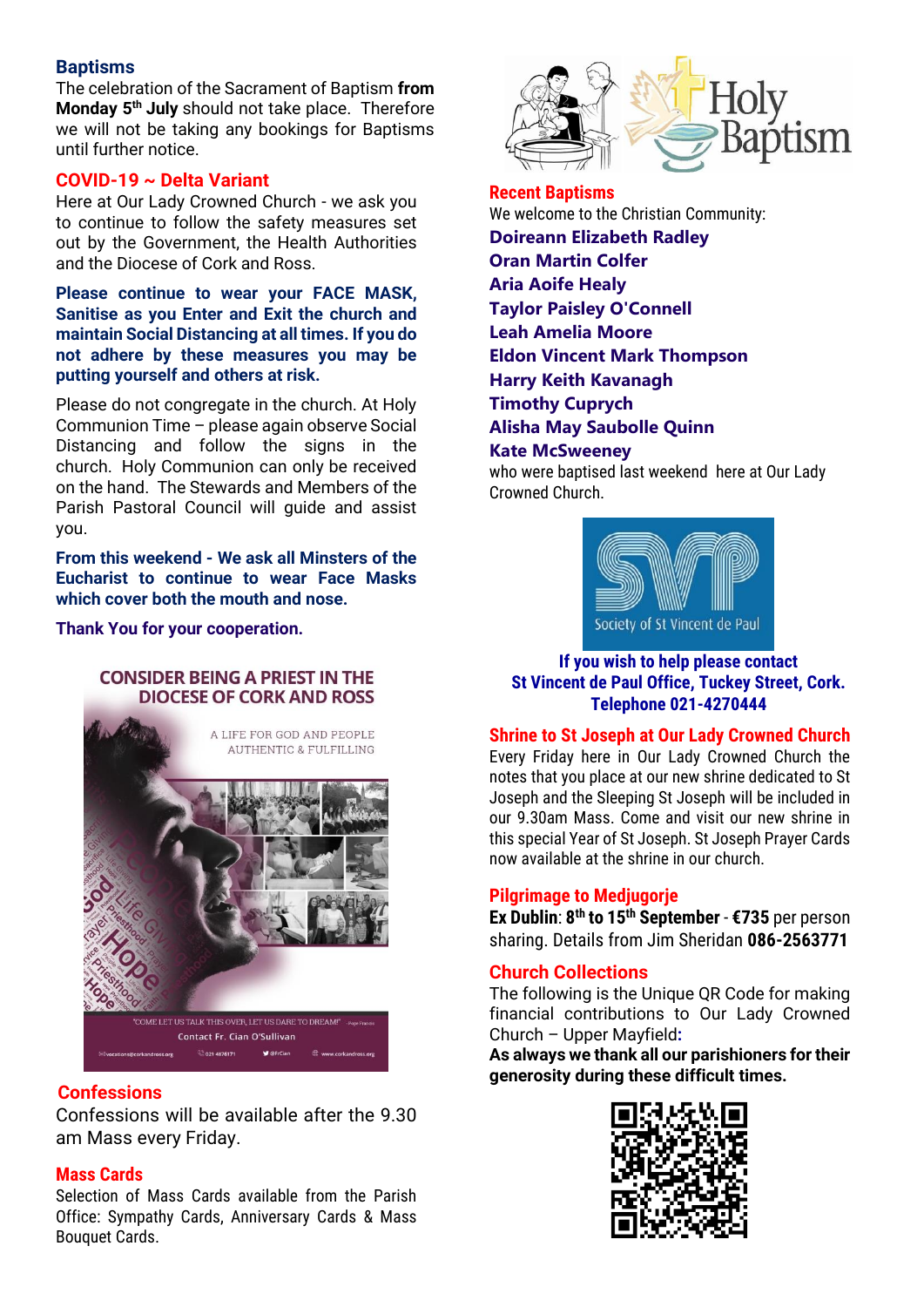## Baptisms

The celebration of the Sacrament of Baptism **from Monday 5th July** should not take place. Therefore we will not be taking any bookings for Baptisms until further notice.

## COVID-19 ~ Delta Variant

Here at Our Lady Crowned Church - we ask you to continue to follow the safety measures set out by the Government, the Health Authorities and the Diocese of Cork and Ross.

**Please continue to wear your FACE MASK, Sanitise as you Enter and Exit the church and maintain Social Distancing at all times. If you do not adhere by these measures you may be putting yourself and others at risk.**

Please do not congregate in the church. At Holy Communion Time – please again observe Social Distancing and follow the signs in the church. Holy Communion can only be received on the hand. The Stewards and Members of the Parish Pastoral Council will guide and assist you.

**From this weekend - We ask all Minsters of the Eucharist to continue to wear Face Masks which cover both the mouth and nose.**

**Thank You for your cooperation.**

**CONSIDER BEING A PRIEST IN THE DIOCESE OF CORK AND ROSS**

A LIFE FOR GOD AND PEOPLE
AUTHENTIC & FULFILLING

"COME LET US TALK THIS OVER, LET US DARE TO DREAM!" - Pope Francis

Contact Fr. Cian O'Sullivan

vocations@corkandross.org · 021 4876171 · @FrCian · www.corkandross.org

## Confessions

Confessions will be available after the 9.30 am Mass every Friday.

## Mass Cards

Selection of Mass Cards available from the Parish Office: Sympathy Cards, Anniversary Cards & Mass Bouquet Cards.

Holy Baptism

## Recent Baptisms

We welcome to the Christian Community:

**Doireann Elizabeth Radley**
**Oran Martin Colfer**
**Aria Aoife Healy**
**Taylor Paisley O'Connell**
**Leah Amelia Moore**
**Eldon Vincent Mark Thompson**
**Harry Keith Kavanagh**
**Timothy Cuprych**
**Alisha May Saubolle Quinn**
**Kate McSweeney**

who were baptised last weekend here at Our Lady Crowned Church.

Society of St Vincent de Paul

**If you wish to help please contact St Vincent de Paul Office, Tuckey Street, Cork. Telephone 021-4270444**

## Shrine to St Joseph at Our Lady Crowned Church

Every Friday here in Our Lady Crowned Church the notes that you place at our new shrine dedicated to St Joseph and the Sleeping St Joseph will be included in our 9.30am Mass. Come and visit our new shrine in this special Year of St Joseph. St Joseph Prayer Cards now available at the shrine in our church.

## Pilgrimage to Medjugorje

**Ex Dublin**: **8th to 15th September** - **€735** per person sharing. Details from Jim Sheridan **086-2563771**

## Church Collections

The following is the Unique QR Code for making financial contributions to Our Lady Crowned Church – Upper Mayfield**:**

**As always we thank all our parishioners for their generosity during these difficult times.**